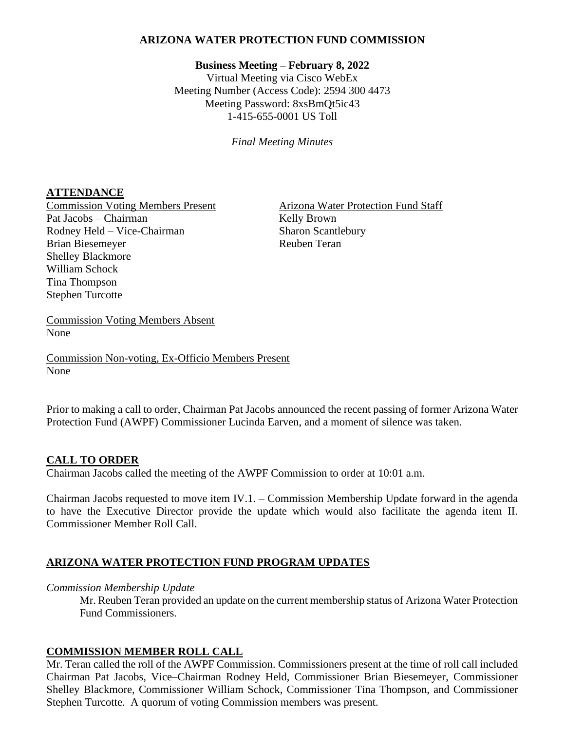**ARIZONA WATER PROTECTION FUND COMMISSION**

**Business Meeting – February 8, 2022**
Virtual Meeting via Cisco WebEx
Meeting Number (Access Code): 2594 300 4473
Meeting Password: 8xsBmQt5ic43
1-415-655-0001 US Toll

*Final Meeting Minutes*

## ATTENDANCE

Commission Voting Members Present
Pat Jacobs – Chairman
Rodney Held – Vice-Chairman
Brian Biesemeyer
Shelley Blackmore
William Schock
Tina Thompson
Stephen Turcotte

Arizona Water Protection Fund Staff
Kelly Brown
Sharon Scantlebury
Reuben Teran

Commission Voting Members Absent
None

Commission Non-voting, Ex-Officio Members Present
None

Prior to making a call to order, Chairman Pat Jacobs announced the recent passing of former Arizona Water Protection Fund (AWPF) Commissioner Lucinda Earven, and a moment of silence was taken.

## CALL TO ORDER

Chairman Jacobs called the meeting of the AWPF Commission to order at 10:01 a.m.

Chairman Jacobs requested to move item IV.1. – Commission Membership Update forward in the agenda to have the Executive Director provide the update which would also facilitate the agenda item II. Commissioner Member Roll Call.

## ARIZONA WATER PROTECTION FUND PROGRAM UPDATES

*Commission Membership Update*

Mr. Reuben Teran provided an update on the current membership status of Arizona Water Protection Fund Commissioners.

## COMMISSION MEMBER ROLL CALL

Mr. Teran called the roll of the AWPF Commission. Commissioners present at the time of roll call included Chairman Pat Jacobs, Vice–Chairman Rodney Held, Commissioner Brian Biesemeyer, Commissioner Shelley Blackmore, Commissioner William Schock, Commissioner Tina Thompson, and Commissioner Stephen Turcotte. A quorum of voting Commission members was present.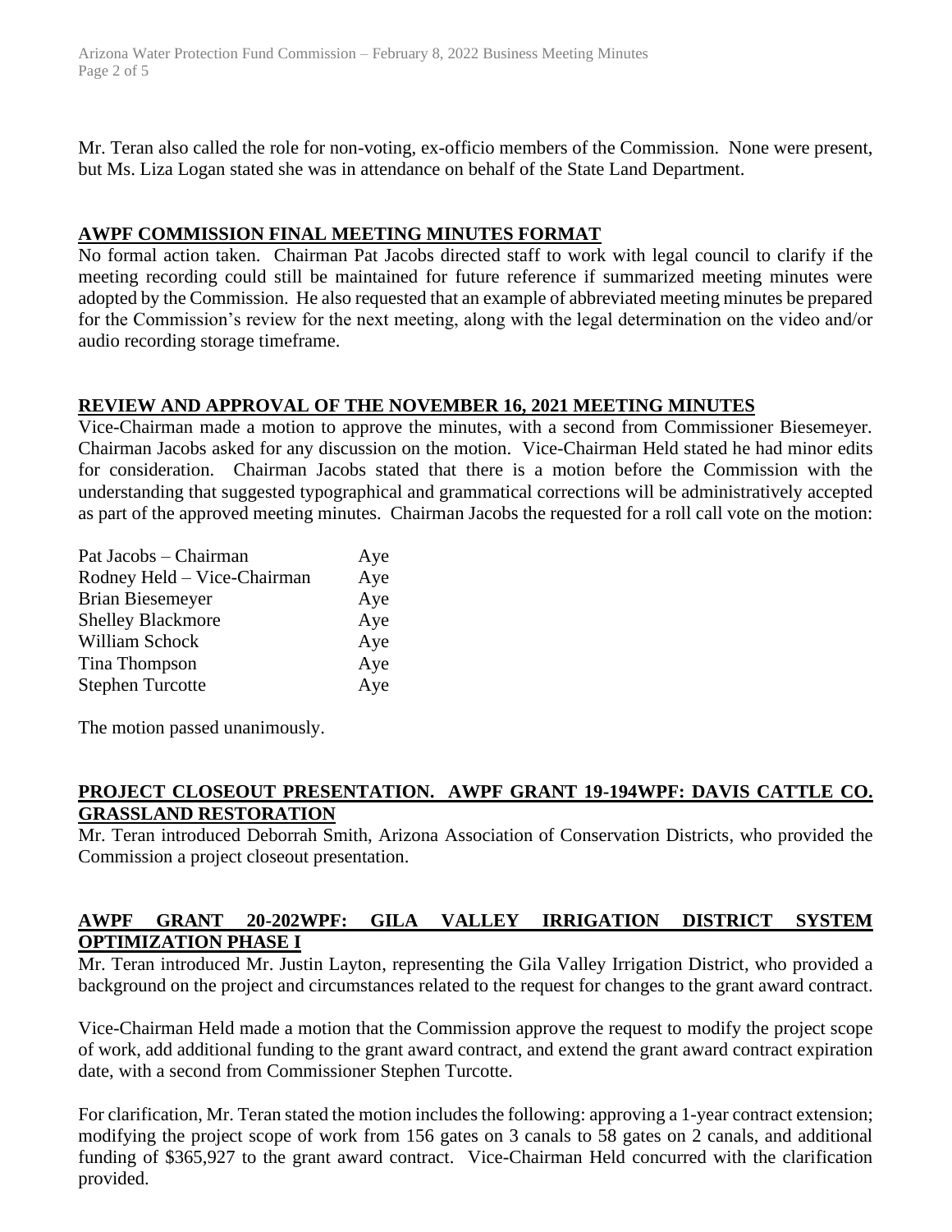Mr. Teran also called the role for non-voting, ex-officio members of the Commission. None were present, but Ms. Liza Logan stated she was in attendance on behalf of the State Land Department.

## AWPF COMMISSION FINAL MEETING MINUTES FORMAT

No formal action taken. Chairman Pat Jacobs directed staff to work with legal council to clarify if the meeting recording could still be maintained for future reference if summarized meeting minutes were adopted by the Commission. He also requested that an example of abbreviated meeting minutes be prepared for the Commission's review for the next meeting, along with the legal determination on the video and/or audio recording storage timeframe.

## REVIEW AND APPROVAL OF THE NOVEMBER 16, 2021 MEETING MINUTES

Vice-Chairman made a motion to approve the minutes, with a second from Commissioner Biesemeyer. Chairman Jacobs asked for any discussion on the motion. Vice-Chairman Held stated he had minor edits for consideration. Chairman Jacobs stated that there is a motion before the Commission with the understanding that suggested typographical and grammatical corrections will be administratively accepted as part of the approved meeting minutes. Chairman Jacobs the requested for a roll call vote on the motion:

| | |
|---|---|
| Pat Jacobs – Chairman | Aye |
| Rodney Held – Vice-Chairman | Aye |
| Brian Biesemeyer | Aye |
| Shelley Blackmore | Aye |
| William Schock | Aye |
| Tina Thompson | Aye |
| Stephen Turcotte | Aye |

The motion passed unanimously.

## PROJECT CLOSEOUT PRESENTATION. AWPF GRANT 19-194WPF: DAVIS CATTLE CO. GRASSLAND RESTORATION

Mr. Teran introduced Deborrah Smith, Arizona Association of Conservation Districts, who provided the Commission a project closeout presentation.

## AWPF GRANT 20-202WPF: GILA VALLEY IRRIGATION DISTRICT SYSTEM OPTIMIZATION PHASE I

Mr. Teran introduced Mr. Justin Layton, representing the Gila Valley Irrigation District, who provided a background on the project and circumstances related to the request for changes to the grant award contract.

Vice-Chairman Held made a motion that the Commission approve the request to modify the project scope of work, add additional funding to the grant award contract, and extend the grant award contract expiration date, with a second from Commissioner Stephen Turcotte.

For clarification, Mr. Teran stated the motion includes the following: approving a 1-year contract extension; modifying the project scope of work from 156 gates on 3 canals to 58 gates on 2 canals, and additional funding of $365,927 to the grant award contract. Vice-Chairman Held concurred with the clarification provided.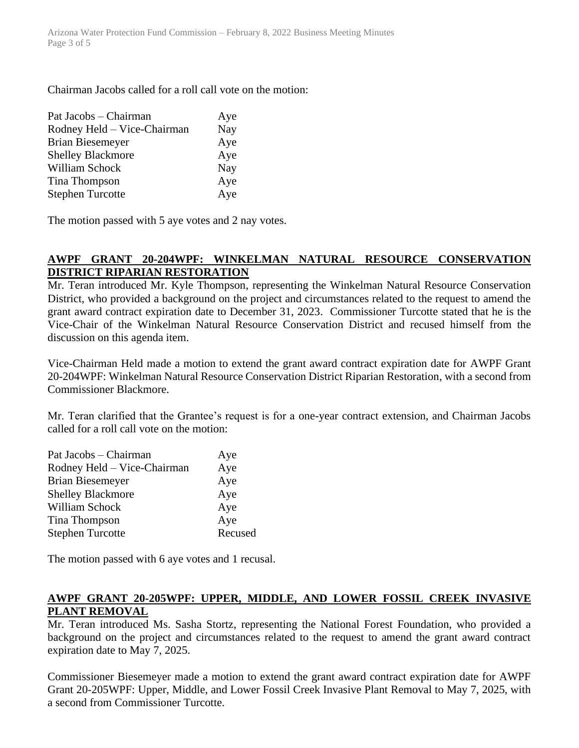Chairman Jacobs called for a roll call vote on the motion:

| | |
|---|---|
| Pat Jacobs – Chairman | Aye |
| Rodney Held – Vice-Chairman | Nay |
| Brian Biesemeyer | Aye |
| Shelley Blackmore | Aye |
| William Schock | Nay |
| Tina Thompson | Aye |
| Stephen Turcotte | Aye |

The motion passed with 5 aye votes and 2 nay votes.

## AWPF GRANT 20-204WPF: WINKELMAN NATURAL RESOURCE CONSERVATION DISTRICT RIPARIAN RESTORATION

Mr. Teran introduced Mr. Kyle Thompson, representing the Winkelman Natural Resource Conservation District, who provided a background on the project and circumstances related to the request to amend the grant award contract expiration date to December 31, 2023. Commissioner Turcotte stated that he is the Vice-Chair of the Winkelman Natural Resource Conservation District and recused himself from the discussion on this agenda item.

Vice-Chairman Held made a motion to extend the grant award contract expiration date for AWPF Grant 20-204WPF: Winkelman Natural Resource Conservation District Riparian Restoration, with a second from Commissioner Blackmore.

Mr. Teran clarified that the Grantee's request is for a one-year contract extension, and Chairman Jacobs called for a roll call vote on the motion:

| | |
|---|---|
| Pat Jacobs – Chairman | Aye |
| Rodney Held – Vice-Chairman | Aye |
| Brian Biesemeyer | Aye |
| Shelley Blackmore | Aye |
| William Schock | Aye |
| Tina Thompson | Aye |
| Stephen Turcotte | Recused |

The motion passed with 6 aye votes and 1 recusal.

## AWPF GRANT 20-205WPF: UPPER, MIDDLE, AND LOWER FOSSIL CREEK INVASIVE PLANT REMOVAL

Mr. Teran introduced Ms. Sasha Stortz, representing the National Forest Foundation, who provided a background on the project and circumstances related to the request to amend the grant award contract expiration date to May 7, 2025.

Commissioner Biesemeyer made a motion to extend the grant award contract expiration date for AWPF Grant 20-205WPF: Upper, Middle, and Lower Fossil Creek Invasive Plant Removal to May 7, 2025, with a second from Commissioner Turcotte.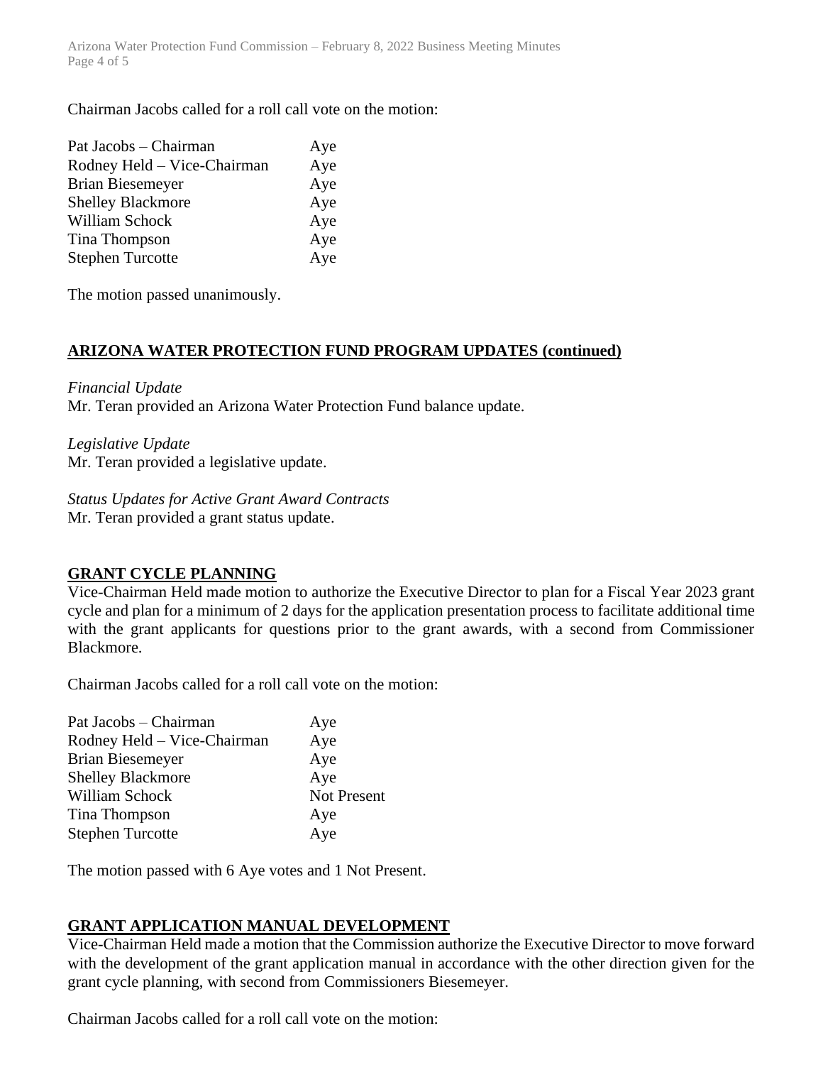Chairman Jacobs called for a roll call vote on the motion:

| | |
|---|---|
| Pat Jacobs – Chairman | Aye |
| Rodney Held – Vice-Chairman | Aye |
| Brian Biesemeyer | Aye |
| Shelley Blackmore | Aye |
| William Schock | Aye |
| Tina Thompson | Aye |
| Stephen Turcotte | Aye |

The motion passed unanimously.

## ARIZONA WATER PROTECTION FUND PROGRAM UPDATES (continued)

*Financial Update*
Mr. Teran provided an Arizona Water Protection Fund balance update.

*Legislative Update*
Mr. Teran provided a legislative update.

*Status Updates for Active Grant Award Contracts*
Mr. Teran provided a grant status update.

## GRANT CYCLE PLANNING

Vice-Chairman Held made motion to authorize the Executive Director to plan for a Fiscal Year 2023 grant cycle and plan for a minimum of 2 days for the application presentation process to facilitate additional time with the grant applicants for questions prior to the grant awards, with a second from Commissioner Blackmore.

Chairman Jacobs called for a roll call vote on the motion:

| | |
|---|---|
| Pat Jacobs – Chairman | Aye |
| Rodney Held – Vice-Chairman | Aye |
| Brian Biesemeyer | Aye |
| Shelley Blackmore | Aye |
| William Schock | Not Present |
| Tina Thompson | Aye |
| Stephen Turcotte | Aye |

The motion passed with 6 Aye votes and 1 Not Present.

## GRANT APPLICATION MANUAL DEVELOPMENT

Vice-Chairman Held made a motion that the Commission authorize the Executive Director to move forward with the development of the grant application manual in accordance with the other direction given for the grant cycle planning, with second from Commissioners Biesemeyer.

Chairman Jacobs called for a roll call vote on the motion: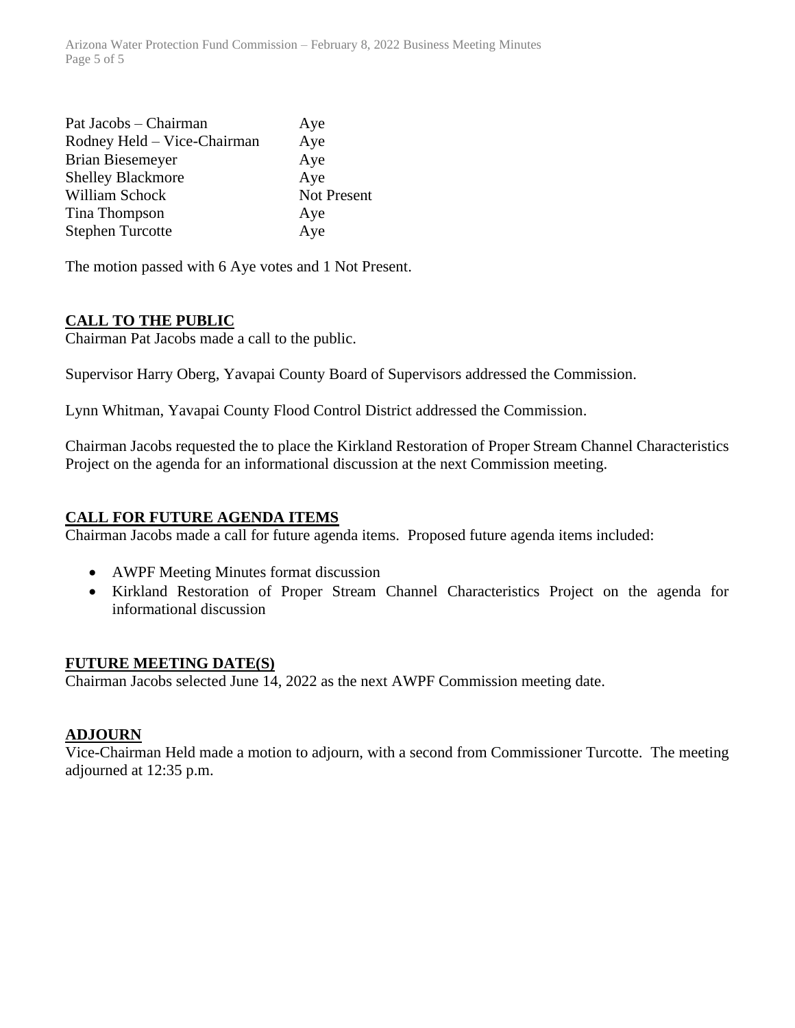| | |
|---|---|
| Pat Jacobs – Chairman | Aye |
| Rodney Held – Vice-Chairman | Aye |
| Brian Biesemeyer | Aye |
| Shelley Blackmore | Aye |
| William Schock | Not Present |
| Tina Thompson | Aye |
| Stephen Turcotte | Aye |

The motion passed with 6 Aye votes and 1 Not Present.

## CALL TO THE PUBLIC

Chairman Pat Jacobs made a call to the public.

Supervisor Harry Oberg, Yavapai County Board of Supervisors addressed the Commission.

Lynn Whitman, Yavapai County Flood Control District addressed the Commission.

Chairman Jacobs requested the to place the Kirkland Restoration of Proper Stream Channel Characteristics Project on the agenda for an informational discussion at the next Commission meeting.

## CALL FOR FUTURE AGENDA ITEMS

Chairman Jacobs made a call for future agenda items. Proposed future agenda items included:

- AWPF Meeting Minutes format discussion
- Kirkland Restoration of Proper Stream Channel Characteristics Project on the agenda for informational discussion

## FUTURE MEETING DATE(S)

Chairman Jacobs selected June 14, 2022 as the next AWPF Commission meeting date.

## ADJOURN

Vice-Chairman Held made a motion to adjourn, with a second from Commissioner Turcotte. The meeting adjourned at 12:35 p.m.